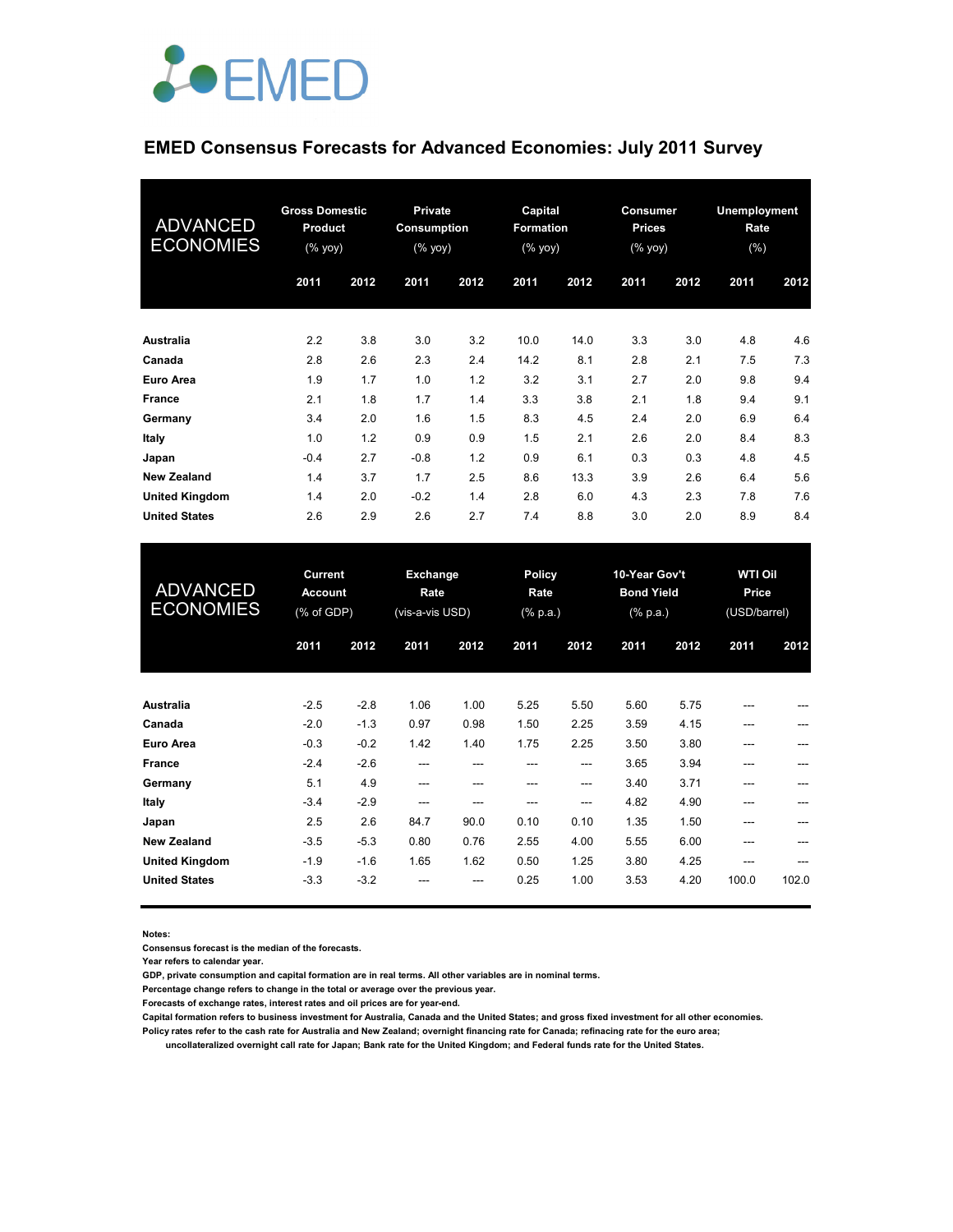# EMED Consensus Forecasts for Advanced Economies: July 2011 Survey

| ADVANCED ECONOMIES | Gross Domestic Product (% yoy) | | Private Consumption (% yoy) | | Capital Formation (% yoy) | | Consumer Prices (% yoy) | | Unemployment Rate (%) | |
|---|---|---|---|---|---|---|---|---|---|---|
| | 2011 | 2012 | 2011 | 2012 | 2011 | 2012 | 2011 | 2012 | 2011 | 2012 |
| **Australia** | 2.2 | 3.8 | 3.0 | 3.2 | 10.0 | 14.0 | 3.3 | 3.0 | 4.8 | 4.6 |
| **Canada** | 2.8 | 2.6 | 2.3 | 2.4 | 14.2 | 8.1 | 2.8 | 2.1 | 7.5 | 7.3 |
| **Euro Area** | 1.9 | 1.7 | 1.0 | 1.2 | 3.2 | 3.1 | 2.7 | 2.0 | 9.8 | 9.4 |
| **France** | 2.1 | 1.8 | 1.7 | 1.4 | 3.3 | 3.8 | 2.1 | 1.8 | 9.4 | 9.1 |
| **Germany** | 3.4 | 2.0 | 1.6 | 1.5 | 8.3 | 4.5 | 2.4 | 2.0 | 6.9 | 6.4 |
| **Italy** | 1.0 | 1.2 | 0.9 | 0.9 | 1.5 | 2.1 | 2.6 | 2.0 | 8.4 | 8.3 |
| **Japan** | -0.4 | 2.7 | -0.8 | 1.2 | 0.9 | 6.1 | 0.3 | 0.3 | 4.8 | 4.5 |
| **New Zealand** | 1.4 | 3.7 | 1.7 | 2.5 | 8.6 | 13.3 | 3.9 | 2.6 | 6.4 | 5.6 |
| **United Kingdom** | 1.4 | 2.0 | -0.2 | 1.4 | 2.8 | 6.0 | 4.3 | 2.3 | 7.8 | 7.6 |
| **United States** | 2.6 | 2.9 | 2.6 | 2.7 | 7.4 | 8.8 | 3.0 | 2.0 | 8.9 | 8.4 |

| ADVANCED ECONOMIES | Current Account (% of GDP) | | Exchange Rate (vis-a-vis USD) | | Policy Rate (% p.a.) | | 10-Year Gov't Bond Yield (% p.a.) | | WTI Oil Price (USD/barrel) | |
|---|---|---|---|---|---|---|---|---|---|---|
| | 2011 | 2012 | 2011 | 2012 | 2011 | 2012 | 2011 | 2012 | 2011 | 2012 |
| **Australia** | -2.5 | -2.8 | 1.06 | 1.00 | 5.25 | 5.50 | 5.60 | 5.75 | --- | --- |
| **Canada** | -2.0 | -1.3 | 0.97 | 0.98 | 1.50 | 2.25 | 3.59 | 4.15 | --- | --- |
| **Euro Area** | -0.3 | -0.2 | 1.42 | 1.40 | 1.75 | 2.25 | 3.50 | 3.80 | --- | --- |
| **France** | -2.4 | -2.6 | --- | --- | --- | --- | 3.65 | 3.94 | --- | --- |
| **Germany** | 5.1 | 4.9 | --- | --- | --- | --- | 3.40 | 3.71 | --- | --- |
| **Italy** | -3.4 | -2.9 | --- | --- | --- | --- | 4.82 | 4.90 | --- | --- |
| **Japan** | 2.5 | 2.6 | 84.7 | 90.0 | 0.10 | 0.10 | 1.35 | 1.50 | --- | --- |
| **New Zealand** | -3.5 | -5.3 | 0.80 | 0.76 | 2.55 | 4.00 | 5.55 | 6.00 | --- | --- |
| **United Kingdom** | -1.9 | -1.6 | 1.65 | 1.62 | 0.50 | 1.25 | 3.80 | 4.25 | --- | --- |
| **United States** | -3.3 | -3.2 | --- | --- | 0.25 | 1.00 | 3.53 | 4.20 | 100.0 | 102.0 |

**Notes:**
**Consensus forecast is the median of the forecasts.**
**Year refers to calendar year.**
**GDP, private consumption and capital formation are in real terms. All other variables are in nominal terms.**
**Percentage change refers to change in the total or average over the previous year.**
**Forecasts of exchange rates, interest rates and oil prices are for year-end.**
**Capital formation refers to business investment for Australia, Canada and the United States; and gross fixed investment for all other economies.**
**Policy rates refer to the cash rate for Australia and New Zealand; overnight financing rate for Canada; refinacing rate for the euro area; uncollateralized overnight call rate for Japan; Bank rate for the United Kingdom; and Federal funds rate for the United States.**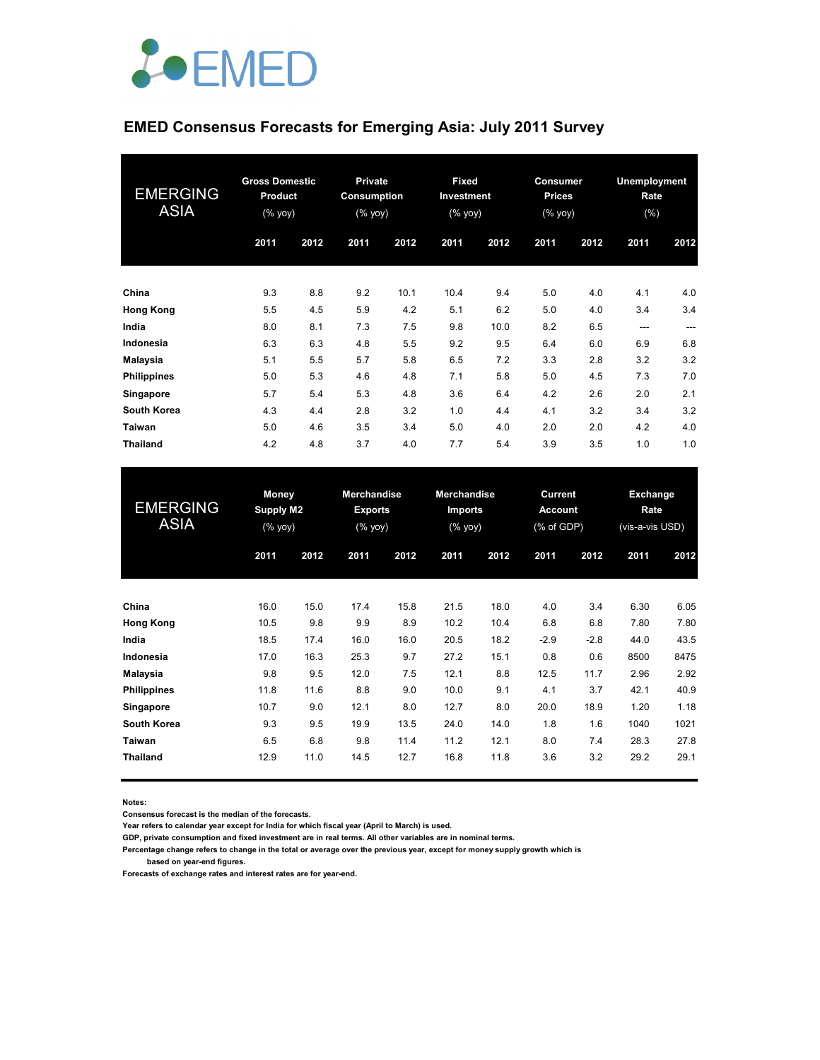EMED

## EMED Consensus Forecasts for Emerging Asia: July 2011 Survey

| EMERGING ASIA | Gross Domestic Product (% yoy) | | Private Consumption (% yoy) | | Fixed Investment (% yoy) | | Consumer Prices (% yoy) | | Unemployment Rate (%) | |
|---|---|---|---|---|---|---|---|---|---|---|
| | 2011 | 2012 | 2011 | 2012 | 2011 | 2012 | 2011 | 2012 | 2011 | 2012 |
| **China** | 9.3 | 8.8 | 9.2 | 10.1 | 10.4 | 9.4 | 5.0 | 4.0 | 4.1 | 4.0 |
| **Hong Kong** | 5.5 | 4.5 | 5.9 | 4.2 | 5.1 | 6.2 | 5.0 | 4.0 | 3.4 | 3.4 |
| **India** | 8.0 | 8.1 | 7.3 | 7.5 | 9.8 | 10.0 | 8.2 | 6.5 | --- | --- |
| **Indonesia** | 6.3 | 6.3 | 4.8 | 5.5 | 9.2 | 9.5 | 6.4 | 6.0 | 6.9 | 6.8 |
| **Malaysia** | 5.1 | 5.5 | 5.7 | 5.8 | 6.5 | 7.2 | 3.3 | 2.8 | 3.2 | 3.2 |
| **Philippines** | 5.0 | 5.3 | 4.6 | 4.8 | 7.1 | 5.8 | 5.0 | 4.5 | 7.3 | 7.0 |
| **Singapore** | 5.7 | 5.4 | 5.3 | 4.8 | 3.6 | 6.4 | 4.2 | 2.6 | 2.0 | 2.1 |
| **South Korea** | 4.3 | 4.4 | 2.8 | 3.2 | 1.0 | 4.4 | 4.1 | 3.2 | 3.4 | 3.2 |
| **Taiwan** | 5.0 | 4.6 | 3.5 | 3.4 | 5.0 | 4.0 | 2.0 | 2.0 | 4.2 | 4.0 |
| **Thailand** | 4.2 | 4.8 | 3.7 | 4.0 | 7.7 | 5.4 | 3.9 | 3.5 | 1.0 | 1.0 |

| EMERGING ASIA | Money Supply M2 (% yoy) | | Merchandise Exports (% yoy) | | Merchandise Imports (% yoy) | | Current Account (% of GDP) | | Exchange Rate (vis-a-vis USD) | |
|---|---|---|---|---|---|---|---|---|---|---|
| | 2011 | 2012 | 2011 | 2012 | 2011 | 2012 | 2011 | 2012 | 2011 | 2012 |
| **China** | 16.0 | 15.0 | 17.4 | 15.8 | 21.5 | 18.0 | 4.0 | 3.4 | 6.30 | 6.05 |
| **Hong Kong** | 10.5 | 9.8 | 9.9 | 8.9 | 10.2 | 10.4 | 6.8 | 6.8 | 7.80 | 7.80 |
| **India** | 18.5 | 17.4 | 16.0 | 16.0 | 20.5 | 18.2 | -2.9 | -2.8 | 44.0 | 43.5 |
| **Indonesia** | 17.0 | 16.3 | 25.3 | 9.7 | 27.2 | 15.1 | 0.8 | 0.6 | 8500 | 8475 |
| **Malaysia** | 9.8 | 9.5 | 12.0 | 7.5 | 12.1 | 8.8 | 12.5 | 11.7 | 2.96 | 2.92 |
| **Philippines** | 11.8 | 11.6 | 8.8 | 9.0 | 10.0 | 9.1 | 4.1 | 3.7 | 42.1 | 40.9 |
| **Singapore** | 10.7 | 9.0 | 12.1 | 8.0 | 12.7 | 8.0 | 20.0 | 18.9 | 1.20 | 1.18 |
| **South Korea** | 9.3 | 9.5 | 19.9 | 13.5 | 24.0 | 14.0 | 1.8 | 1.6 | 1040 | 1021 |
| **Taiwan** | 6.5 | 6.8 | 9.8 | 11.4 | 11.2 | 12.1 | 8.0 | 7.4 | 28.3 | 27.8 |
| **Thailand** | 12.9 | 11.0 | 14.5 | 12.7 | 16.8 | 11.8 | 3.6 | 3.2 | 29.2 | 29.1 |

**Notes:**
**Consensus forecast is the median of the forecasts.**
**Year refers to calendar year except for India for which fiscal year (April to March) is used.**
**GDP, private consumption and fixed investment are in real terms. All other variables are in nominal terms.**
**Percentage change refers to change in the total or average over the previous year, except for money supply growth which is based on year-end figures.**
**Forecasts of exchange rates and interest rates are for year-end.**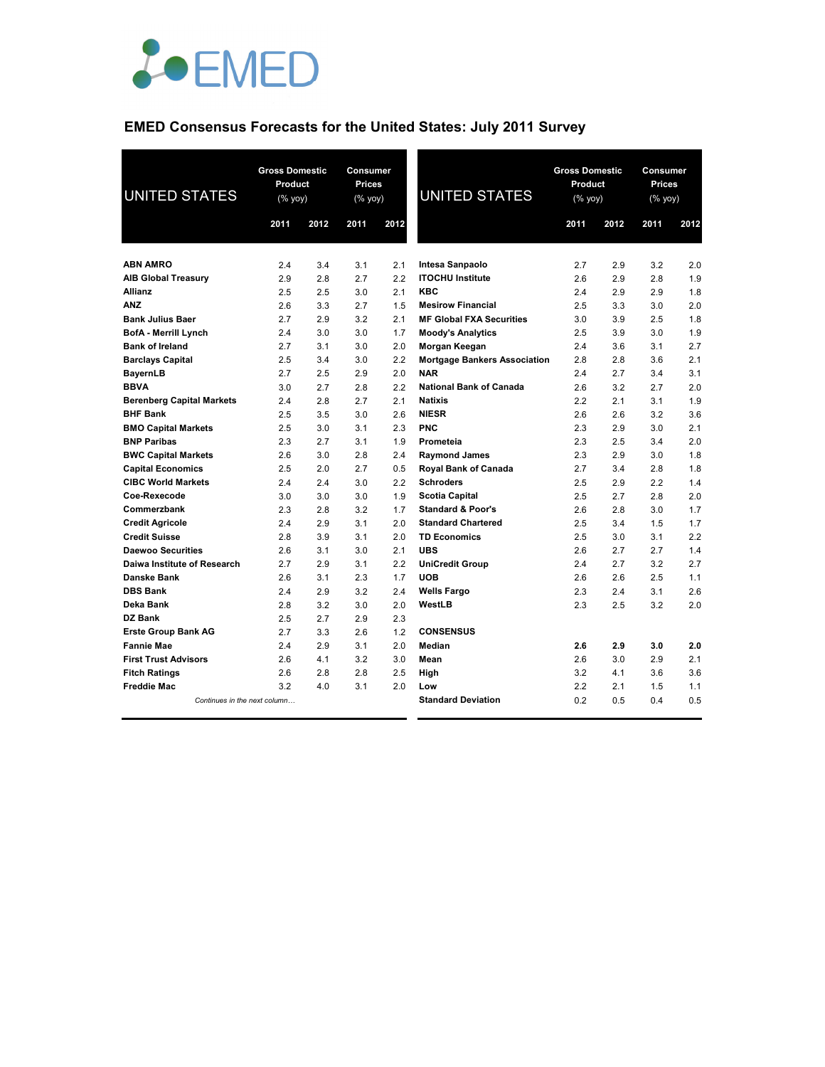## EMED Consensus Forecasts for the United States: July 2011 Survey

| UNITED STATES | Gross Domestic Product (% yoy) | | Consumer Prices (% yoy) | |
|---|---|---|---|---|
| | 2011 | 2012 | 2011 | 2012 |
| **ABN AMRO** | 2.4 | 3.4 | 3.1 | 2.1 |
| **AIB Global Treasury** | 2.9 | 2.8 | 2.7 | 2.2 |
| **Allianz** | 2.5 | 2.5 | 3.0 | 2.1 |
| **ANZ** | 2.6 | 3.3 | 2.7 | 1.5 |
| **Bank Julius Baer** | 2.7 | 2.9 | 3.2 | 2.1 |
| **BofA - Merrill Lynch** | 2.4 | 3.0 | 3.0 | 1.7 |
| **Bank of Ireland** | 2.7 | 3.1 | 3.0 | 2.0 |
| **Barclays Capital** | 2.5 | 3.4 | 3.0 | 2.2 |
| **BayernLB** | 2.7 | 2.5 | 2.9 | 2.0 |
| **BBVA** | 3.0 | 2.7 | 2.8 | 2.2 |
| **Berenberg Capital Markets** | 2.4 | 2.8 | 2.7 | 2.1 |
| **BHF Bank** | 2.5 | 3.5 | 3.0 | 2.6 |
| **BMO Capital Markets** | 2.5 | 3.0 | 3.1 | 2.3 |
| **BNP Paribas** | 2.3 | 2.7 | 3.1 | 1.9 |
| **BWC Capital Markets** | 2.6 | 3.0 | 2.8 | 2.4 |
| **Capital Economics** | 2.5 | 2.0 | 2.7 | 0.5 |
| **CIBC World Markets** | 2.4 | 2.4 | 3.0 | 2.2 |
| **Coe-Rexecode** | 3.0 | 3.0 | 3.0 | 1.9 |
| **Commerzbank** | 2.3 | 2.8 | 3.2 | 1.7 |
| **Credit Agricole** | 2.4 | 2.9 | 3.1 | 2.0 |
| **Credit Suisse** | 2.8 | 3.9 | 3.1 | 2.0 |
| **Daewoo Securities** | 2.6 | 3.1 | 3.0 | 2.1 |
| **Daiwa Institute of Research** | 2.7 | 2.9 | 3.1 | 2.2 |
| **Danske Bank** | 2.6 | 3.1 | 2.3 | 1.7 |
| **DBS Bank** | 2.4 | 2.9 | 3.2 | 2.4 |
| **Deka Bank** | 2.8 | 3.2 | 3.0 | 2.0 |
| **DZ Bank** | 2.5 | 2.7 | 2.9 | 2.3 |
| **Erste Group Bank AG** | 2.7 | 3.3 | 2.6 | 1.2 |
| **Fannie Mae** | 2.4 | 2.9 | 3.1 | 2.0 |
| **First Trust Advisors** | 2.6 | 4.1 | 3.2 | 3.0 |
| **Fitch Ratings** | 2.6 | 2.8 | 2.8 | 2.5 |
| **Freddie Mac** | 3.2 | 4.0 | 3.1 | 2.0 |
| **Intesa Sanpaolo** | 2.7 | 2.9 | 3.2 | 2.0 |
| **ITOCHU Institute** | 2.6 | 2.9 | 2.8 | 1.9 |
| **KBC** | 2.4 | 2.9 | 2.9 | 1.8 |
| **Mesirow Financial** | 2.5 | 3.3 | 3.0 | 2.0 |
| **MF Global FXA Securities** | 3.0 | 3.9 | 2.5 | 1.8 |
| **Moody's Analytics** | 2.5 | 3.9 | 3.0 | 1.9 |
| **Morgan Keegan** | 2.4 | 3.6 | 3.1 | 2.7 |
| **Mortgage Bankers Association** | 2.8 | 2.8 | 3.6 | 2.1 |
| **NAR** | 2.4 | 2.7 | 3.4 | 3.1 |
| **National Bank of Canada** | 2.6 | 3.2 | 2.7 | 2.0 |
| **Natixis** | 2.2 | 2.1 | 3.1 | 1.9 |
| **NIESR** | 2.6 | 2.6 | 3.2 | 3.6 |
| **PNC** | 2.3 | 2.9 | 3.0 | 2.1 |
| **Prometeia** | 2.3 | 2.5 | 3.4 | 2.0 |
| **Raymond James** | 2.3 | 2.9 | 3.0 | 1.8 |
| **Royal Bank of Canada** | 2.7 | 3.4 | 2.8 | 1.8 |
| **Schroders** | 2.5 | 2.9 | 2.2 | 1.4 |
| **Scotia Capital** | 2.5 | 2.7 | 2.8 | 2.0 |
| **Standard & Poor's** | 2.6 | 2.8 | 3.0 | 1.7 |
| **Standard Chartered** | 2.5 | 3.4 | 1.5 | 1.7 |
| **TD Economics** | 2.5 | 3.0 | 3.1 | 2.2 |
| **UBS** | 2.6 | 2.7 | 2.7 | 1.4 |
| **UniCredit Group** | 2.4 | 2.7 | 3.2 | 2.7 |
| **UOB** | 2.6 | 2.6 | 2.5 | 1.1 |
| **Wells Fargo** | 2.3 | 2.4 | 3.1 | 2.6 |
| **WestLB** | 2.3 | 2.5 | 3.2 | 2.0 |
| **CONSENSUS** | | | | |
| **Median** | **2.6** | **2.9** | **3.0** | **2.0** |
| **Mean** | 2.6 | 3.0 | 2.9 | 2.1 |
| **High** | 3.2 | 4.1 | 3.6 | 3.6 |
| **Low** | 2.2 | 2.1 | 1.5 | 1.1 |
| **Standard Deviation** | 0.2 | 0.5 | 0.4 | 0.5 |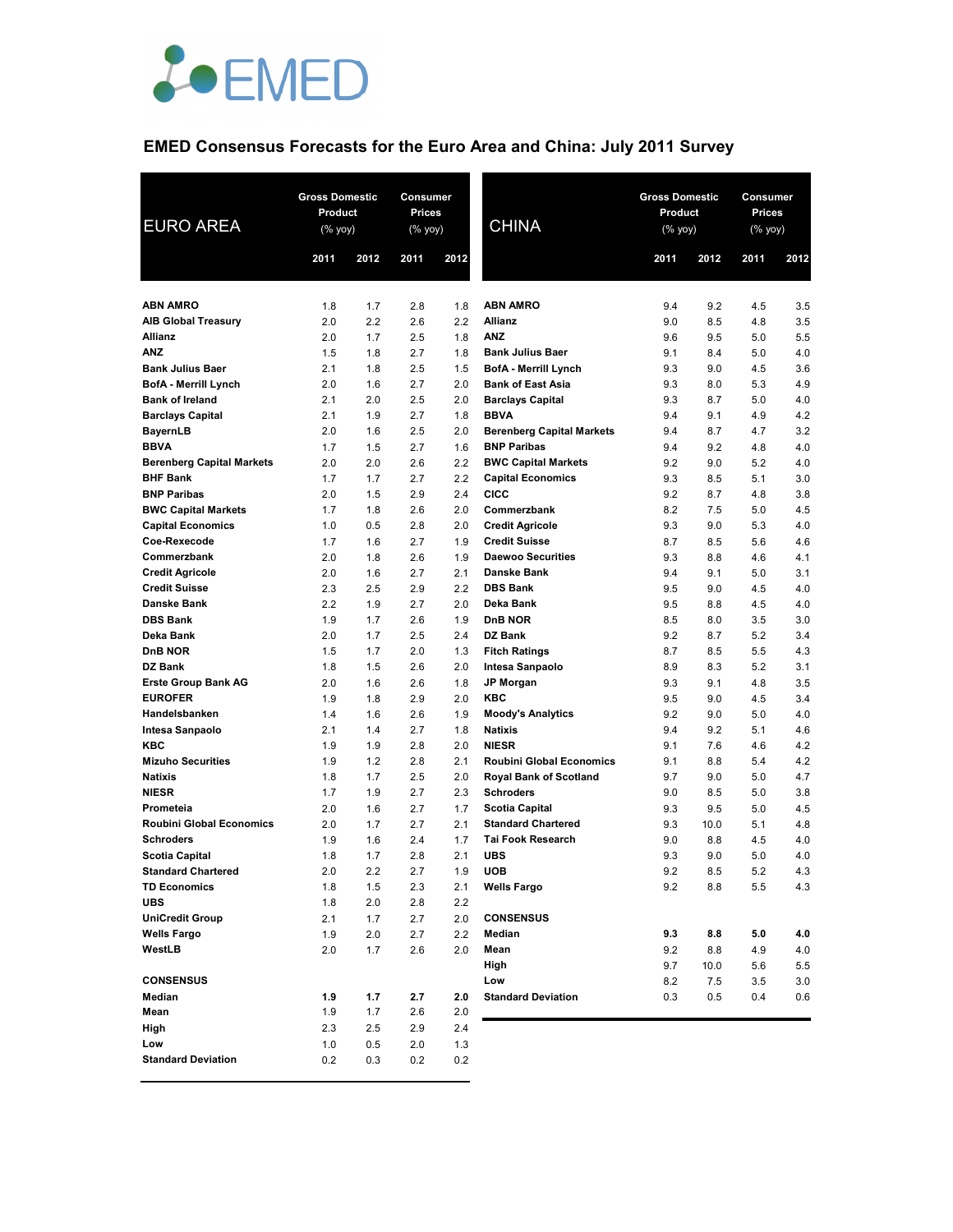EMED

## EMED Consensus Forecasts for the Euro Area and China: July 2011 Survey

| EURO AREA | Gross Domestic Product (% yoy) | | Consumer Prices (% yoy) | |
|---|---|---|---|---|
| | 2011 | 2012 | 2011 | 2012 |
| **ABN AMRO** | 1.8 | 1.7 | 2.8 | 1.8 |
| **AIB Global Treasury** | 2.0 | 2.2 | 2.6 | 2.2 |
| **Allianz** | 2.0 | 1.7 | 2.5 | 1.8 |
| **ANZ** | 1.5 | 1.8 | 2.7 | 1.8 |
| **Bank Julius Baer** | 2.1 | 1.8 | 2.5 | 1.5 |
| **BofA - Merrill Lynch** | 2.0 | 1.6 | 2.7 | 2.0 |
| **Bank of Ireland** | 2.1 | 2.0 | 2.5 | 2.0 |
| **Barclays Capital** | 2.1 | 1.9 | 2.7 | 1.8 |
| **BayernLB** | 2.0 | 1.6 | 2.5 | 2.0 |
| **BBVA** | 1.7 | 1.5 | 2.7 | 1.6 |
| **Berenberg Capital Markets** | 2.0 | 2.0 | 2.6 | 2.2 |
| **BHF Bank** | 1.7 | 1.7 | 2.7 | 2.2 |
| **BNP Paribas** | 2.0 | 1.5 | 2.9 | 2.4 |
| **BWC Capital Markets** | 1.7 | 1.8 | 2.6 | 2.0 |
| **Capital Economics** | 1.0 | 0.5 | 2.8 | 2.0 |
| **Coe-Rexecode** | 1.7 | 1.6 | 2.7 | 1.9 |
| **Commerzbank** | 2.0 | 1.8 | 2.6 | 1.9 |
| **Credit Agricole** | 2.0 | 1.6 | 2.7 | 2.1 |
| **Credit Suisse** | 2.3 | 2.5 | 2.9 | 2.2 |
| **Danske Bank** | 2.2 | 1.9 | 2.7 | 2.0 |
| **DBS Bank** | 1.9 | 1.7 | 2.6 | 1.9 |
| **Deka Bank** | 2.0 | 1.7 | 2.5 | 2.4 |
| **DnB NOR** | 1.5 | 1.7 | 2.0 | 1.3 |
| **DZ Bank** | 1.8 | 1.5 | 2.6 | 2.0 |
| **Erste Group Bank AG** | 2.0 | 1.6 | 2.6 | 1.8 |
| **EUROFER** | 1.9 | 1.8 | 2.9 | 2.0 |
| **Handelsbanken** | 1.4 | 1.6 | 2.6 | 1.9 |
| **Intesa Sanpaolo** | 2.1 | 1.4 | 2.7 | 1.8 |
| **KBC** | 1.9 | 1.9 | 2.8 | 2.0 |
| **Mizuho Securities** | 1.9 | 1.2 | 2.8 | 2.1 |
| **Natixis** | 1.8 | 1.7 | 2.5 | 2.0 |
| **NIESR** | 1.7 | 1.9 | 2.7 | 2.3 |
| **Prometeia** | 2.0 | 1.6 | 2.7 | 1.7 |
| **Roubini Global Economics** | 2.0 | 1.7 | 2.7 | 2.1 |
| **Schroders** | 1.9 | 1.6 | 2.4 | 1.7 |
| **Scotia Capital** | 1.8 | 1.7 | 2.8 | 2.1 |
| **Standard Chartered** | 2.0 | 2.2 | 2.7 | 1.9 |
| **TD Economics** | 1.8 | 1.5 | 2.3 | 2.1 |
| **UBS** | 1.8 | 2.0 | 2.8 | 2.2 |
| **UniCredit Group** | 2.1 | 1.7 | 2.7 | 2.0 |
| **Wells Fargo** | 1.9 | 2.0 | 2.7 | 2.2 |
| **WestLB** | 2.0 | 1.7 | 2.6 | 2.0 |
| **CONSENSUS** | | | | |
| **Median** | **1.9** | **1.7** | **2.7** | **2.0** |
| **Mean** | 1.9 | 1.7 | 2.6 | 2.0 |
| **High** | 2.3 | 2.5 | 2.9 | 2.4 |
| **Low** | 1.0 | 0.5 | 2.0 | 1.3 |
| **Standard Deviation** | 0.2 | 0.3 | 0.2 | 0.2 |

| CHINA | Gross Domestic Product (% yoy) | | Consumer Prices (% yoy) | |
|---|---|---|---|---|
| | 2011 | 2012 | 2011 | 2012 |
| **ABN AMRO** | 9.4 | 9.2 | 4.5 | 3.5 |
| **Allianz** | 9.0 | 8.5 | 4.8 | 3.5 |
| **ANZ** | 9.6 | 9.5 | 5.0 | 5.5 |
| **Bank Julius Baer** | 9.1 | 8.4 | 5.0 | 4.0 |
| **BofA - Merrill Lynch** | 9.3 | 9.0 | 4.5 | 3.6 |
| **Bank of East Asia** | 9.3 | 8.0 | 5.3 | 4.9 |
| **Barclays Capital** | 9.3 | 8.7 | 5.0 | 4.0 |
| **BBVA** | 9.4 | 9.1 | 4.9 | 4.2 |
| **Berenberg Capital Markets** | 9.4 | 8.7 | 4.7 | 3.2 |
| **BNP Paribas** | 9.4 | 9.2 | 4.8 | 4.0 |
| **BWC Capital Markets** | 9.2 | 9.0 | 5.2 | 4.0 |
| **Capital Economics** | 9.3 | 8.5 | 5.1 | 3.0 |
| **CICC** | 9.2 | 8.7 | 4.8 | 3.8 |
| **Commerzbank** | 8.2 | 7.5 | 5.0 | 4.5 |
| **Credit Agricole** | 9.3 | 9.0 | 5.3 | 4.0 |
| **Credit Suisse** | 8.7 | 8.5 | 5.6 | 4.6 |
| **Daewoo Securities** | 9.3 | 8.8 | 4.6 | 4.1 |
| **Danske Bank** | 9.4 | 9.1 | 5.0 | 3.1 |
| **DBS Bank** | 9.5 | 9.0 | 4.5 | 4.0 |
| **Deka Bank** | 9.5 | 8.8 | 4.5 | 4.0 |
| **DnB NOR** | 8.5 | 8.0 | 3.5 | 3.0 |
| **DZ Bank** | 9.2 | 8.7 | 5.2 | 3.4 |
| **Fitch Ratings** | 8.7 | 8.5 | 5.5 | 4.3 |
| **Intesa Sanpaolo** | 8.9 | 8.3 | 5.2 | 3.1 |
| **JP Morgan** | 9.3 | 9.1 | 4.8 | 3.5 |
| **KBC** | 9.5 | 9.0 | 4.5 | 3.4 |
| **Moody's Analytics** | 9.2 | 9.0 | 5.0 | 4.0 |
| **Natixis** | 9.4 | 9.2 | 5.1 | 4.6 |
| **NIESR** | 9.1 | 7.6 | 4.6 | 4.2 |
| **Roubini Global Economics** | 9.1 | 8.8 | 5.4 | 4.2 |
| **Royal Bank of Scotland** | 9.7 | 9.0 | 5.0 | 4.7 |
| **Schroders** | 9.0 | 8.5 | 5.0 | 3.8 |
| **Scotia Capital** | 9.3 | 9.5 | 5.0 | 4.5 |
| **Standard Chartered** | 9.3 | 10.0 | 5.1 | 4.8 |
| **Tai Fook Research** | 9.0 | 8.8 | 4.5 | 4.0 |
| **UBS** | 9.3 | 9.0 | 5.0 | 4.0 |
| **UOB** | 9.2 | 8.5 | 5.2 | 4.3 |
| **Wells Fargo** | 9.2 | 8.8 | 5.5 | 4.3 |
| **CONSENSUS** | | | | |
| **Median** | **9.3** | **8.8** | **5.0** | **4.0** |
| **Mean** | 9.2 | 8.8 | 4.9 | 4.0 |
| **High** | 9.7 | 10.0 | 5.6 | 5.5 |
| **Low** | 8.2 | 7.5 | 3.5 | 3.0 |
| **Standard Deviation** | 0.3 | 0.5 | 0.4 | 0.6 |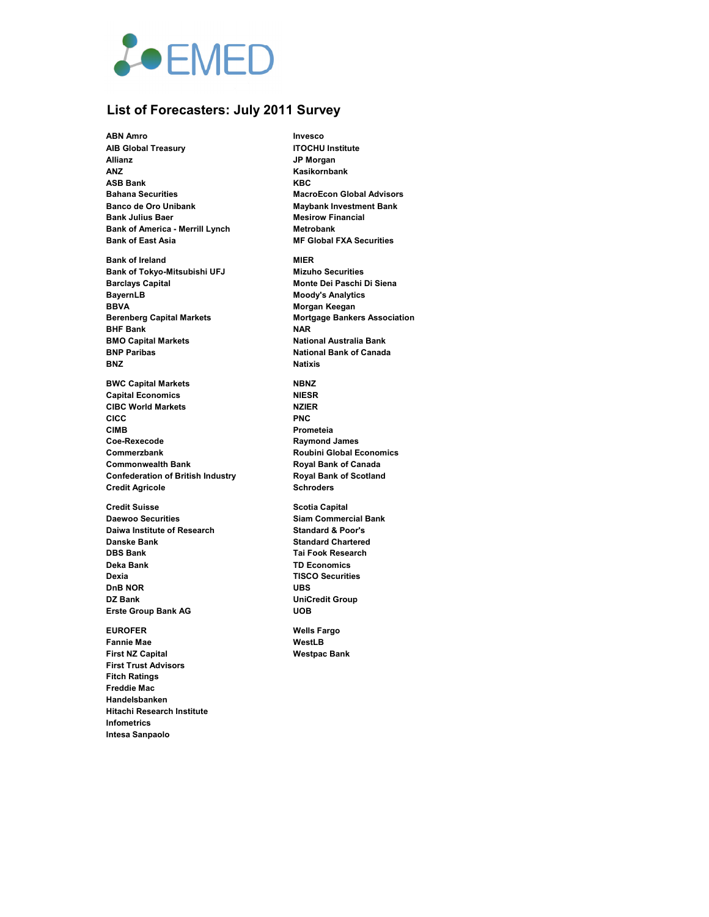EMED

## List of Forecasters: July 2011 Survey

ABN Amro
AIB Global Treasury
Allianz
ANZ
ASB Bank
Bahana Securities
Banco de Oro Unibank
Bank Julius Baer
Bank of America - Merrill Lynch
Bank of East Asia

Bank of Ireland
Bank of Tokyo-Mitsubishi UFJ
Barclays Capital
BayernLB
BBVA
Berenberg Capital Markets
BHF Bank
BMO Capital Markets
BNP Paribas
BNZ

BWC Capital Markets
Capital Economics
CIBC World Markets
CICC
CIMB
Coe-Rexecode
Commerzbank
Commonwealth Bank
Confederation of British Industry
Credit Agricole

Credit Suisse
Daewoo Securities
Daiwa Institute of Research
Danske Bank
DBS Bank
Deka Bank
Dexia
DnB NOR
DZ Bank
Erste Group Bank AG

EUROFER
Fannie Mae
First NZ Capital
First Trust Advisors
Fitch Ratings
Freddie Mac
Handelsbanken
Hitachi Research Institute
Infometrics
Intesa Sanpaolo

Invesco
ITOCHU Institute
JP Morgan
Kasikornbank
KBC
MacroEcon Global Advisors
Maybank Investment Bank
Mesirow Financial
Metrobank
MF Global FXA Securities

MIER
Mizuho Securities
Monte Dei Paschi Di Siena
Moody's Analytics
Morgan Keegan
Mortgage Bankers Association
NAR
National Australia Bank
National Bank of Canada
Natixis

NBNZ
NIESR
NZIER
PNC
Prometeia
Raymond James
Roubini Global Economics
Royal Bank of Canada
Royal Bank of Scotland
Schroders

Scotia Capital
Siam Commercial Bank
Standard & Poor's
Standard Chartered
Tai Fook Research
TD Economics
TISCO Securities
UBS
UniCredit Group
UOB

Wells Fargo
WestLB
Westpac Bank